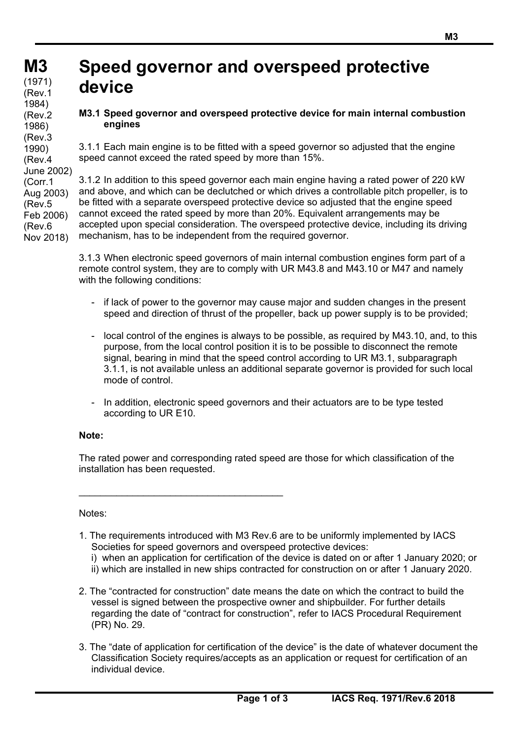# M3 Speed governor and overspeed protective device

(1971)
(Rev.1 1984)
(Rev.2 1986)
(Rev.3 1990)
(Rev.4 June 2002)
(Corr.1 Aug 2003)
(Rev.5 Feb 2006)
(Rev.6 Nov 2018)

## M3.1 Speed governor and overspeed protective device for main internal combustion engines

3.1.1 Each main engine is to be fitted with a speed governor so adjusted that the engine speed cannot exceed the rated speed by more than 15%.

3.1.2 In addition to this speed governor each main engine having a rated power of 220 kW and above, and which can be declutched or which drives a controllable pitch propeller, is to be fitted with a separate overspeed protective device so adjusted that the engine speed cannot exceed the rated speed by more than 20%. Equivalent arrangements may be accepted upon special consideration. The overspeed protective device, including its driving mechanism, has to be independent from the required governor.

3.1.3 When electronic speed governors of main internal combustion engines form part of a remote control system, they are to comply with UR M43.8 and M43.10 or M47 and namely with the following conditions:

- if lack of power to the governor may cause major and sudden changes in the present speed and direction of thrust of the propeller, back up power supply is to be provided;
- local control of the engines is always to be possible, as required by M43.10, and, to this purpose, from the local control position it is to be possible to disconnect the remote signal, bearing in mind that the speed control according to UR M3.1, subparagraph 3.1.1, is not available unless an additional separate governor is provided for such local mode of control.
- In addition, electronic speed governors and their actuators are to be type tested according to UR E10.

**Note:**

The rated power and corresponding rated speed are those for which classification of the installation has been requested.

---

Notes:

1. The requirements introduced with M3 Rev.6 are to be uniformly implemented by IACS Societies for speed governors and overspeed protective devices:
   i) when an application for certification of the device is dated on or after 1 January 2020; or
   ii) which are installed in new ships contracted for construction on or after 1 January 2020.

2. The "contracted for construction" date means the date on which the contract to build the vessel is signed between the prospective owner and shipbuilder. For further details regarding the date of "contract for construction", refer to IACS Procedural Requirement (PR) No. 29.

3. The "date of application for certification of the device" is the date of whatever document the Classification Society requires/accepts as an application or request for certification of an individual device.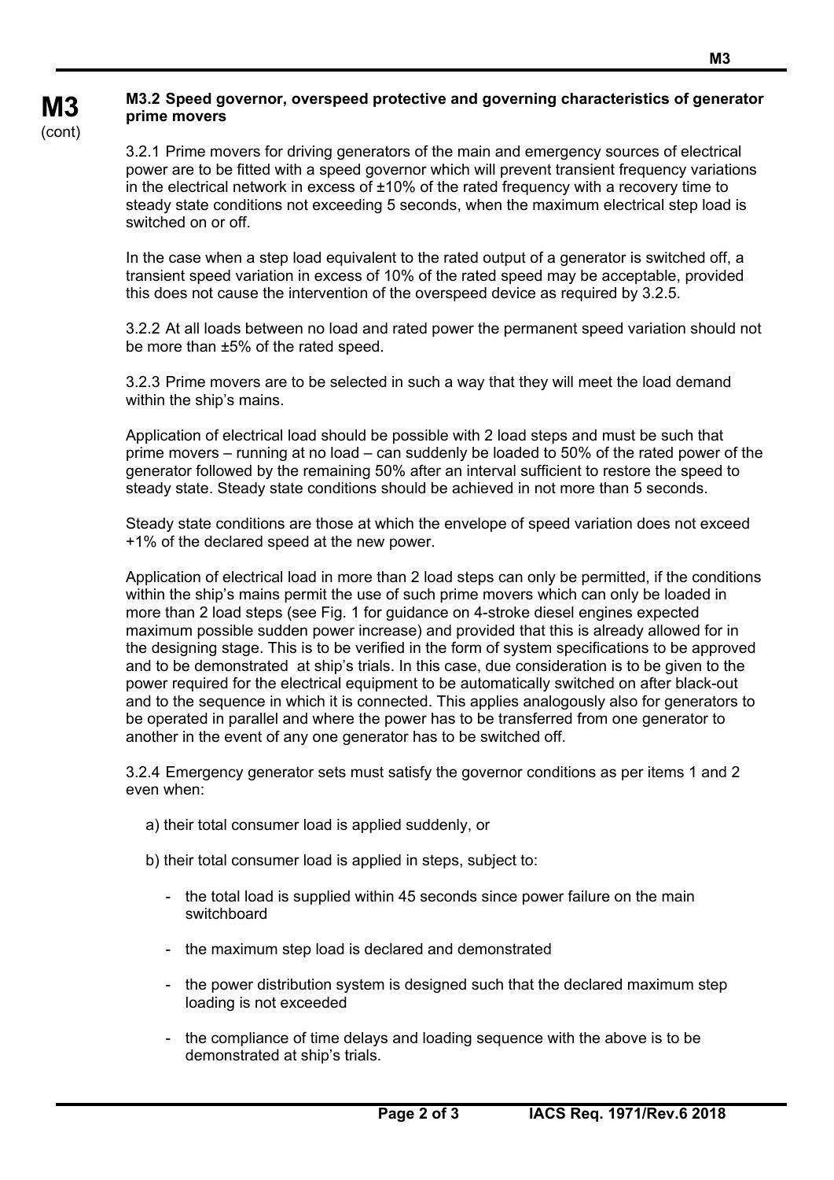### M3.2 Speed governor, overspeed protective and governing characteristics of generator prime movers

3.2.1 Prime movers for driving generators of the main and emergency sources of electrical power are to be fitted with a speed governor which will prevent transient frequency variations in the electrical network in excess of ±10% of the rated frequency with a recovery time to steady state conditions not exceeding 5 seconds, when the maximum electrical step load is switched on or off.

In the case when a step load equivalent to the rated output of a generator is switched off, a transient speed variation in excess of 10% of the rated speed may be acceptable, provided this does not cause the intervention of the overspeed device as required by 3.2.5.

3.2.2 At all loads between no load and rated power the permanent speed variation should not be more than ±5% of the rated speed.

3.2.3 Prime movers are to be selected in such a way that they will meet the load demand within the ship's mains.

Application of electrical load should be possible with 2 load steps and must be such that prime movers – running at no load – can suddenly be loaded to 50% of the rated power of the generator followed by the remaining 50% after an interval sufficient to restore the speed to steady state. Steady state conditions should be achieved in not more than 5 seconds.

Steady state conditions are those at which the envelope of speed variation does not exceed +1% of the declared speed at the new power.

Application of electrical load in more than 2 load steps can only be permitted, if the conditions within the ship's mains permit the use of such prime movers which can only be loaded in more than 2 load steps (see Fig. 1 for guidance on 4-stroke diesel engines expected maximum possible sudden power increase) and provided that this is already allowed for in the designing stage. This is to be verified in the form of system specifications to be approved and to be demonstrated at ship's trials. In this case, due consideration is to be given to the power required for the electrical equipment to be automatically switched on after black-out and to the sequence in which it is connected. This applies analogously also for generators to be operated in parallel and where the power has to be transferred from one generator to another in the event of any one generator has to be switched off.

3.2.4 Emergency generator sets must satisfy the governor conditions as per items 1 and 2 even when:

a) their total consumer load is applied suddenly, or

b) their total consumer load is applied in steps, subject to:

- the total load is supplied within 45 seconds since power failure on the main switchboard
- the maximum step load is declared and demonstrated
- the power distribution system is designed such that the declared maximum step loading is not exceeded
- the compliance of time delays and loading sequence with the above is to be demonstrated at ship's trials.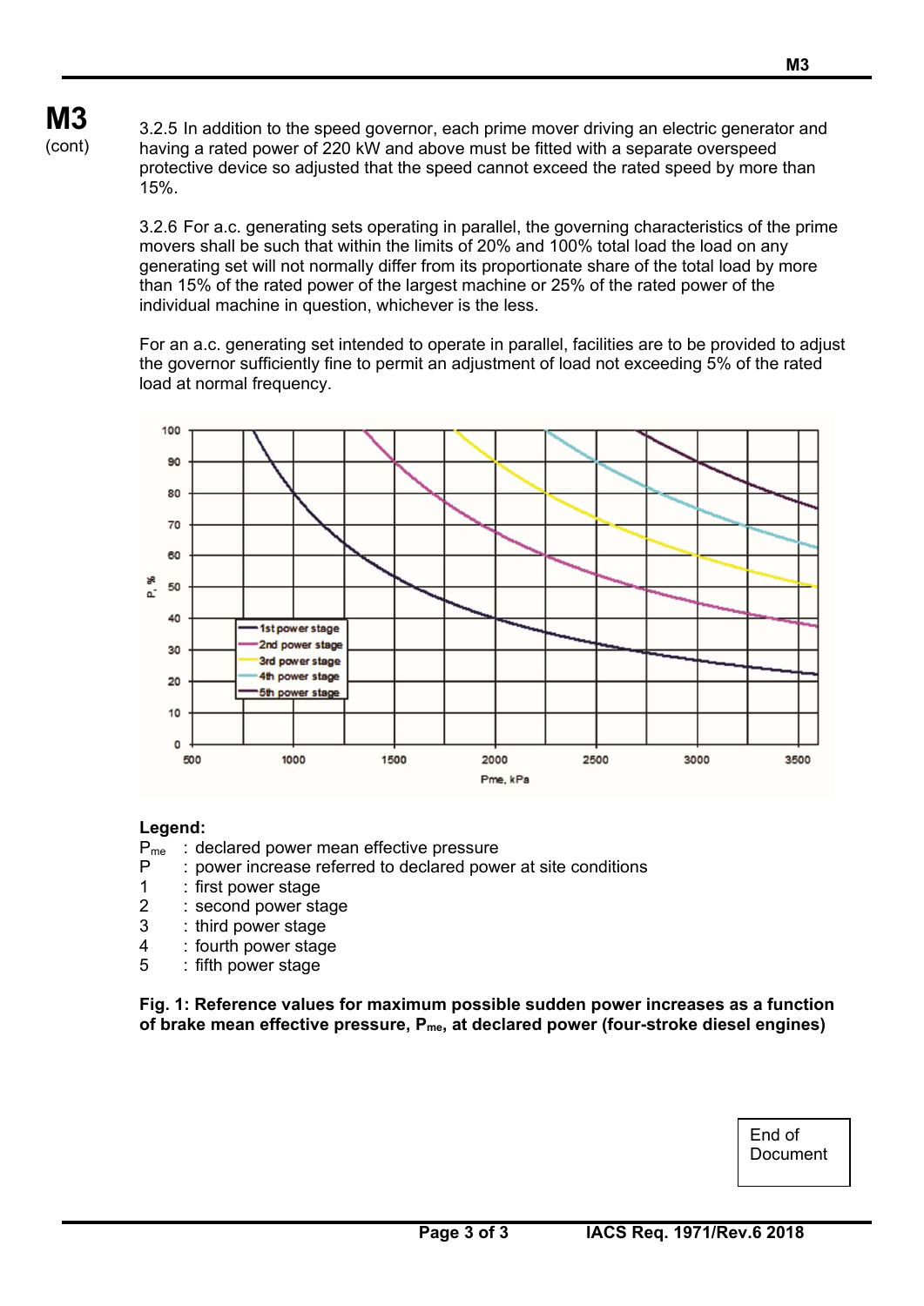**M3** (cont)

3.2.5 In addition to the speed governor, each prime mover driving an electric generator and having a rated power of 220 kW and above must be fitted with a separate overspeed protective device so adjusted that the speed cannot exceed the rated speed by more than 15%.

3.2.6 For a.c. generating sets operating in parallel, the governing characteristics of the prime movers shall be such that within the limits of 20% and 100% total load the load on any generating set will not normally differ from its proportionate share of the total load by more than 15% of the rated power of the largest machine or 25% of the rated power of the individual machine in question, whichever is the less.

For an a.c. generating set intended to operate in parallel, facilities are to be provided to adjust the governor sufficiently fine to permit an adjustment of load not exceeding 5% of the rated load at normal frequency.

P, %

100
90
80
70
60
50
40
30
20
10
0

500
1000
1500
2000
2500
3000
3500

Pme, kPa

1st power stage
2nd power stage
3rd power stage
4th power stage
5th power stage

**Legend:**

$P_{me}$ : declared power mean effective pressure
P : power increase referred to declared power at site conditions
1 : first power stage
2 : second power stage
3 : third power stage
4 : fourth power stage
5 : fifth power stage

**Fig. 1: Reference values for maximum possible sudden power increases as a function of brake mean effective pressure, $P_{me}$, at declared power (four-stroke diesel engines)**

End of Document